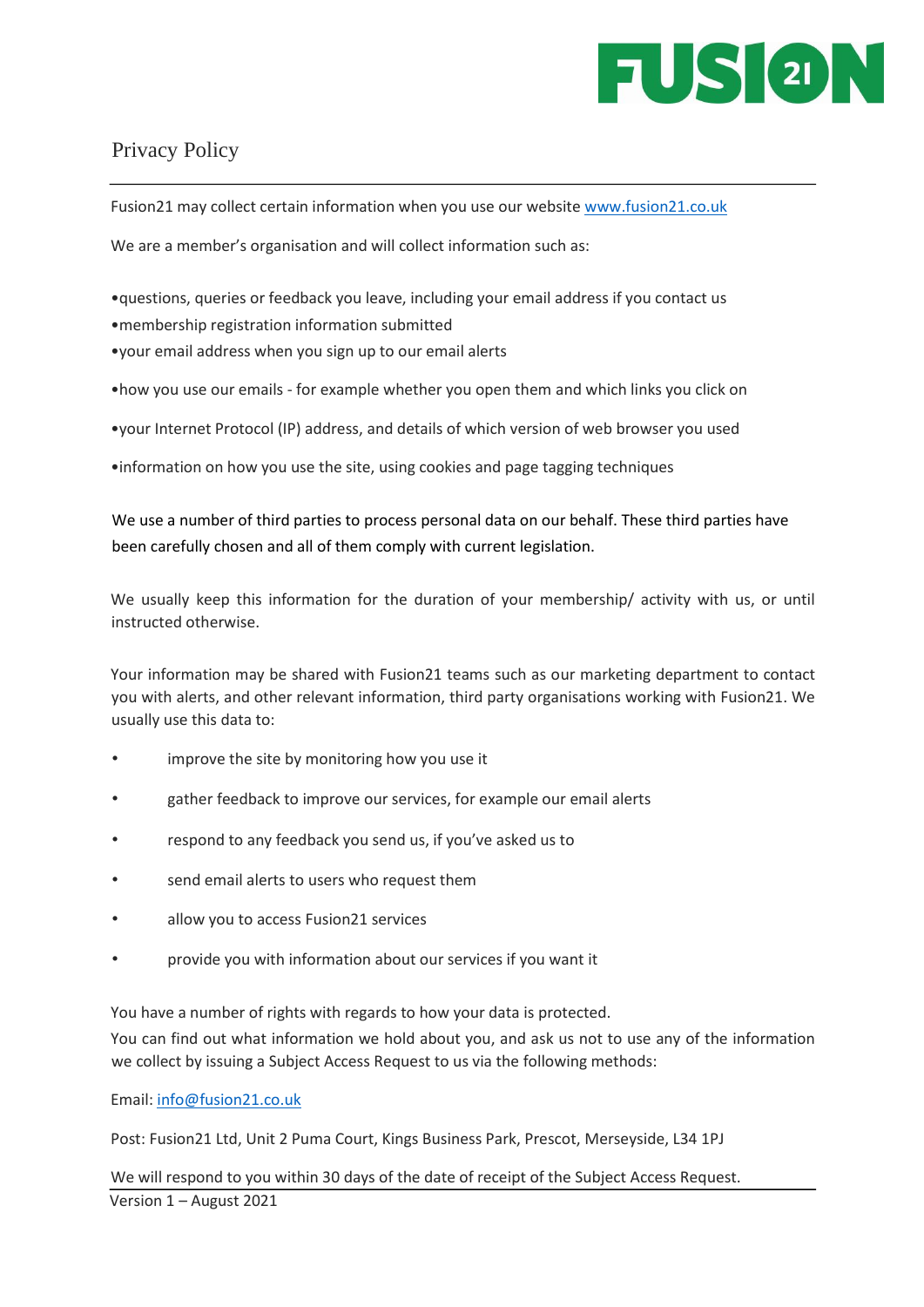# Privacy Policy

Fusion21 may collect certain information when you use our website www.fusion21.co.uk

We are a member's organisation and will collect information such as:

- questions, queries or feedback you leave, including your email address if you contact us
- membership registration information submitted
- your email address when you sign up to our email alerts
- how you use our emails - for example whether you open them and which links you click on
- your Internet Protocol (IP) address, and details of which version of web browser you used
- information on how you use the site, using cookies and page tagging techniques

We use a number of third parties to process personal data on our behalf. These third parties have been carefully chosen and all of them comply with current legislation.

We usually keep this information for the duration of your membership/ activity with us, or until instructed otherwise.

Your information may be shared with Fusion21 teams such as our marketing department to contact you with alerts, and other relevant information, third party organisations working with Fusion21. We usually use this data to:

- improve the site by monitoring how you use it
- gather feedback to improve our services, for example our email alerts
- respond to any feedback you send us, if you've asked us to
- send email alerts to users who request them
- allow you to access Fusion21 services
- provide you with information about our services if you want it

You have a number of rights with regards to how your data is protected.
You can find out what information we hold about you, and ask us not to use any of the information we collect by issuing a Subject Access Request to us via the following methods:

Email: info@fusion21.co.uk

Post: Fusion21 Ltd, Unit 2 Puma Court, Kings Business Park, Prescot, Merseyside, L34 1PJ

We will respond to you within 30 days of the date of receipt of the Subject Access Request.

Version 1 – August 2021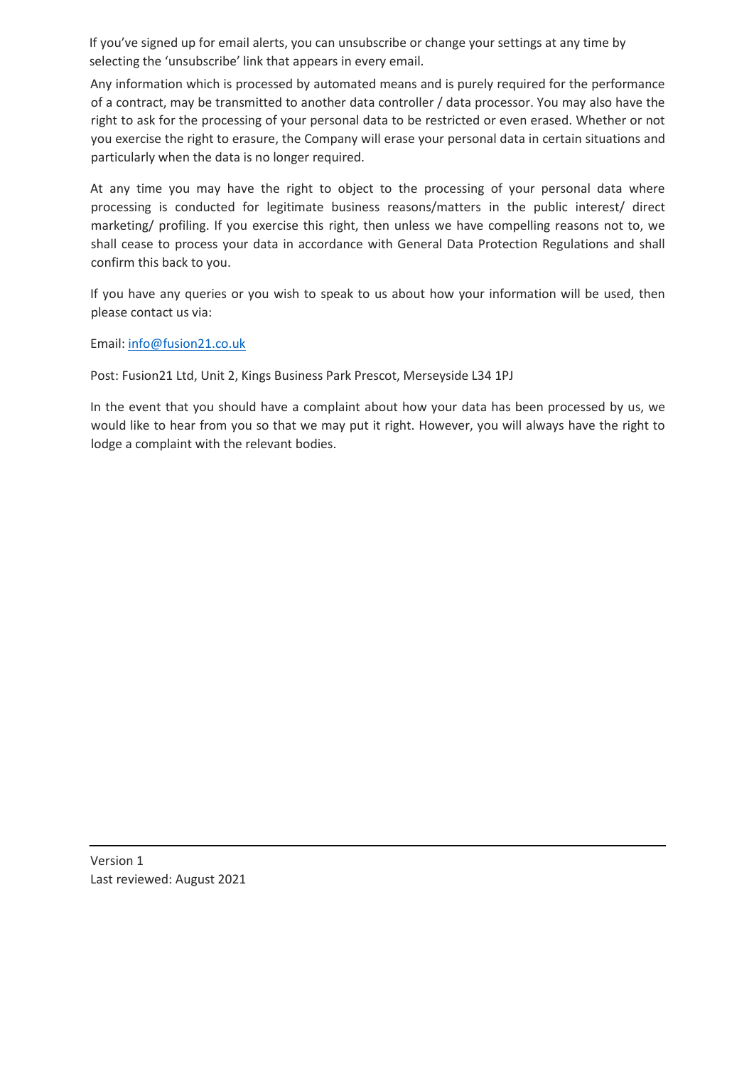If you've signed up for email alerts, you can unsubscribe or change your settings at any time by selecting the 'unsubscribe' link that appears in every email.

Any information which is processed by automated means and is purely required for the performance of a contract, may be transmitted to another data controller / data processor. You may also have the right to ask for the processing of your personal data to be restricted or even erased. Whether or not you exercise the right to erasure, the Company will erase your personal data in certain situations and particularly when the data is no longer required.

At any time you may have the right to object to the processing of your personal data where processing is conducted for legitimate business reasons/matters in the public interest/ direct marketing/ profiling. If you exercise this right, then unless we have compelling reasons not to, we shall cease to process your data in accordance with General Data Protection Regulations and shall confirm this back to you.

If you have any queries or you wish to speak to us about how your information will be used, then please contact us via:

Email: info@fusion21.co.uk

Post: Fusion21 Ltd, Unit 2, Kings Business Park Prescot, Merseyside L34 1PJ

In the event that you should have a complaint about how your data has been processed by us, we would like to hear from you so that we may put it right. However, you will always have the right to lodge a complaint with the relevant bodies.

Version 1
Last reviewed: August 2021